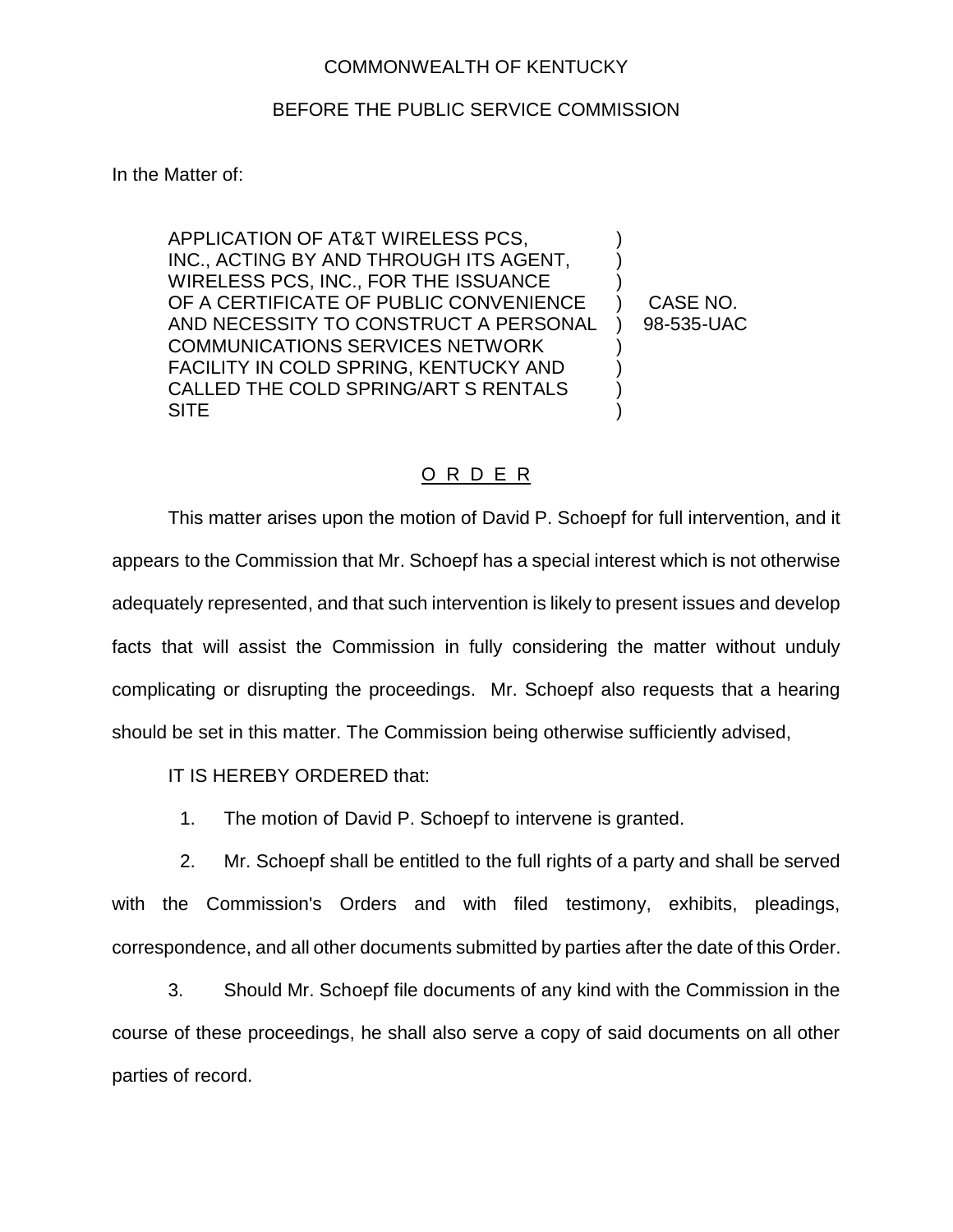COMMONWEALTH OF KENTUCKY

BEFORE THE PUBLIC SERVICE COMMISSION

In the Matter of:

| | | |
|---|---|---|
| APPLICATION OF AT&T WIRELESS PCS, INC., ACTING BY AND THROUGH ITS AGENT, WIRELESS PCS, INC., FOR THE ISSUANCE OF A CERTIFICATE OF PUBLIC CONVENIENCE AND NECESSITY TO CONSTRUCT A PERSONAL COMMUNICATIONS SERVICES NETWORK FACILITY IN COLD SPRING, KENTUCKY AND CALLED THE COLD SPRING/ART S RENTALS SITE | ) | CASE NO. 98-535-UAC |

## O R D E R

This matter arises upon the motion of David P. Schoepf for full intervention, and it appears to the Commission that Mr. Schoepf has a special interest which is not otherwise adequately represented, and that such intervention is likely to present issues and develop facts that will assist the Commission in fully considering the matter without unduly complicating or disrupting the proceedings. Mr. Schoepf also requests that a hearing should be set in this matter. The Commission being otherwise sufficiently advised,

IT IS HEREBY ORDERED that:

1. The motion of David P. Schoepf to intervene is granted.

2. Mr. Schoepf shall be entitled to the full rights of a party and shall be served with the Commission's Orders and with filed testimony, exhibits, pleadings, correspondence, and all other documents submitted by parties after the date of this Order.

3. Should Mr. Schoepf file documents of any kind with the Commission in the course of these proceedings, he shall also serve a copy of said documents on all other parties of record.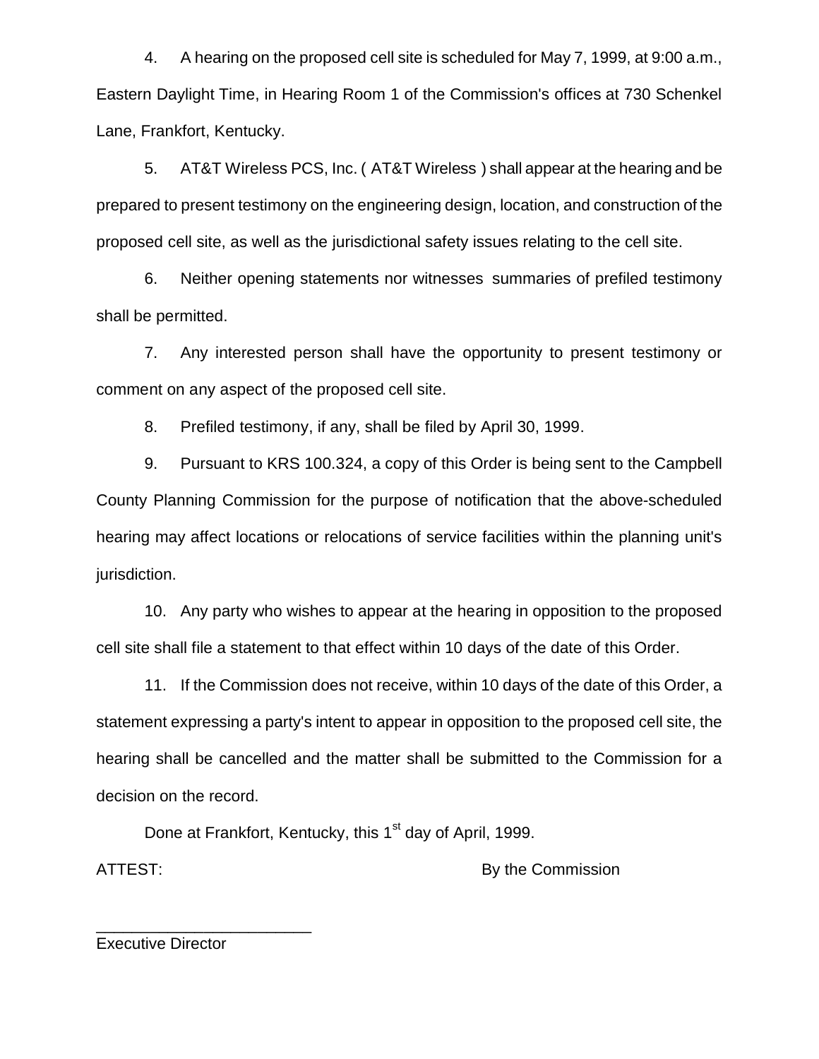4. A hearing on the proposed cell site is scheduled for May 7, 1999, at 9:00 a.m., Eastern Daylight Time, in Hearing Room 1 of the Commission's offices at 730 Schenkel Lane, Frankfort, Kentucky.

5. AT&T Wireless PCS, Inc. ( AT&T Wireless ) shall appear at the hearing and be prepared to present testimony on the engineering design, location, and construction of the proposed cell site, as well as the jurisdictional safety issues relating to the cell site.

6. Neither opening statements nor witnesses summaries of prefiled testimony shall be permitted.

7. Any interested person shall have the opportunity to present testimony or comment on any aspect of the proposed cell site.

8. Prefiled testimony, if any, shall be filed by April 30, 1999.

9. Pursuant to KRS 100.324, a copy of this Order is being sent to the Campbell County Planning Commission for the purpose of notification that the above-scheduled hearing may affect locations or relocations of service facilities within the planning unit's jurisdiction.

10. Any party who wishes to appear at the hearing in opposition to the proposed cell site shall file a statement to that effect within 10 days of the date of this Order.

11. If the Commission does not receive, within 10 days of the date of this Order, a statement expressing a party's intent to appear in opposition to the proposed cell site, the hearing shall be cancelled and the matter shall be submitted to the Commission for a decision on the record.

Done at Frankfort, Kentucky, this 1st day of April, 1999.

ATTEST: By the Commission

________________________

Executive Director